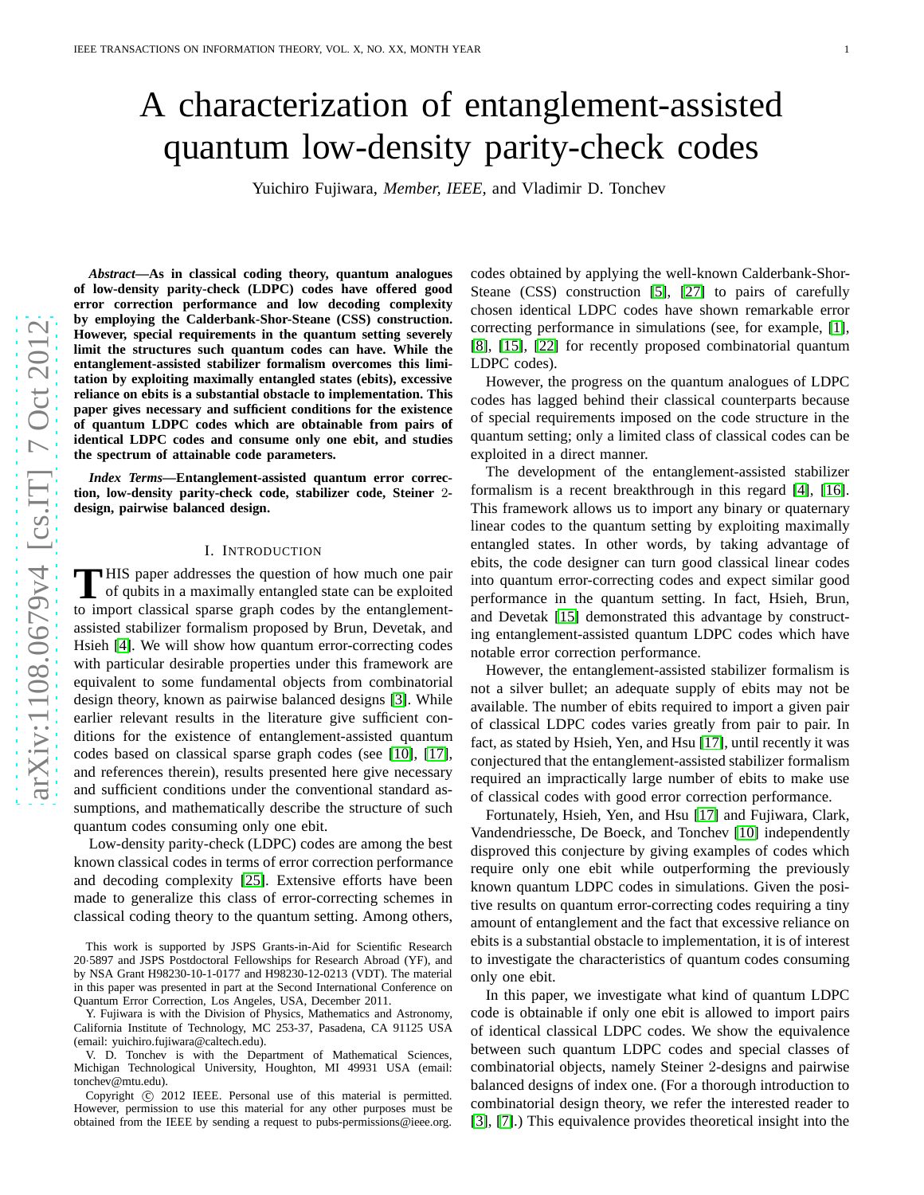# A characterization of entanglement-assisted quantum low-density parity-check codes

Yuichiro Fujiwara, *Member, IEEE,* and Vladimir D. Tonchev

***Abstract*—As in classical coding theory, quantum analogues of low-density parity-check (LDPC) codes have offered good error correction performance and low decoding complexity by employing the Calderbank-Shor-Steane (CSS) construction. However, special requirements in the quantum setting severely limit the structures such quantum codes can have. While the entanglement-assisted stabilizer formalism overcomes this limitation by exploiting maximally entangled states (ebits), excessive reliance on ebits is a substantial obstacle to implementation. This paper gives necessary and sufficient conditions for the existence of quantum LDPC codes which are obtainable from pairs of identical LDPC codes and consume only one ebit, and studies the spectrum of attainable code parameters.**

***Index Terms*—Entanglement-assisted quantum error correction, low-density parity-check code, stabilizer code, Steiner 2-design, pairwise balanced design.**

## I. Introduction

This paper addresses the question of how much one pair of qubits in a maximally entangled state can be exploited to import classical sparse graph codes by the entanglement-assisted stabilizer formalism proposed by Brun, Devetak, and Hsieh [4]. We will show how quantum error-correcting codes with particular desirable properties under this framework are equivalent to some fundamental objects from combinatorial design theory, known as pairwise balanced designs [3]. While earlier relevant results in the literature give sufficient conditions for the existence of entanglement-assisted quantum codes based on classical sparse graph codes (see [10], [17], and references therein), results presented here give necessary and sufficient conditions under the conventional standard assumptions, and mathematically describe the structure of such quantum codes consuming only one ebit.

Low-density parity-check (LDPC) codes are among the best known classical codes in terms of error correction performance and decoding complexity [25]. Extensive efforts have been made to generalize this class of error-correcting schemes in classical coding theory to the quantum setting. Among others, codes obtained by applying the well-known Calderbank-Shor-Steane (CSS) construction [5], [27] to pairs of carefully chosen identical LDPC codes have shown remarkable error correcting performance in simulations (see, for example, [1], [8], [15], [22] for recently proposed combinatorial quantum LDPC codes).

However, the progress on the quantum analogues of LDPC codes has lagged behind their classical counterparts because of special requirements imposed on the code structure in the quantum setting; only a limited class of classical codes can be exploited in a direct manner.

The development of the entanglement-assisted stabilizer formalism is a recent breakthrough in this regard [4], [16]. This framework allows us to import any binary or quaternary linear codes to the quantum setting by exploiting maximally entangled states. In other words, by taking advantage of ebits, the code designer can turn good classical linear codes into quantum error-correcting codes and expect similar good performance in the quantum setting. In fact, Hsieh, Brun, and Devetak [15] demonstrated this advantage by constructing entanglement-assisted quantum LDPC codes which have notable error correction performance.

However, the entanglement-assisted stabilizer formalism is not a silver bullet; an adequate supply of ebits may not be available. The number of ebits required to import a given pair of classical LDPC codes varies greatly from pair to pair. In fact, as stated by Hsieh, Yen, and Hsu [17], until recently it was conjectured that the entanglement-assisted stabilizer formalism required an impractically large number of ebits to make use of classical codes with good error correction performance.

Fortunately, Hsieh, Yen, and Hsu [17] and Fujiwara, Clark, Vandendriessche, De Boeck, and Tonchev [10] independently disproved this conjecture by giving examples of codes which require only one ebit while outperforming the previously known quantum LDPC codes in simulations. Given the positive results on quantum error-correcting codes requiring a tiny amount of entanglement and the fact that excessive reliance on ebits is a substantial obstacle to implementation, it is of interest to investigate the characteristics of quantum codes consuming only one ebit.

In this paper, we investigate what kind of quantum LDPC code is obtainable if only one ebit is allowed to import pairs of identical classical LDPC codes. We show the equivalence between such quantum LDPC codes and special classes of combinatorial objects, namely Steiner 2-designs and pairwise balanced designs of index one. (For a thorough introduction to combinatorial design theory, we refer the interested reader to [3], [7].) This equivalence provides theoretical insight into the

This work is supported by JSPS Grants-in-Aid for Scientific Research 20·5897 and JSPS Postdoctoral Fellowships for Research Abroad (YF), and by NSA Grant H98230-10-1-0177 and H98230-12-0213 (VDT). The material in this paper was presented in part at the Second International Conference on Quantum Error Correction, Los Angeles, USA, December 2011.

Y. Fujiwara is with the Division of Physics, Mathematics and Astronomy, California Institute of Technology, MC 253-37, Pasadena, CA 91125 USA (email: yuichiro.fujiwara@caltech.edu).

V. D. Tonchev is with the Department of Mathematical Sciences, Michigan Technological University, Houghton, MI 49931 USA (email: tonchev@mtu.edu).

Copyright © 2012 IEEE. Personal use of this material is permitted. However, permission to use this material for any other purposes must be obtained from the IEEE by sending a request to pubs-permissions@ieee.org.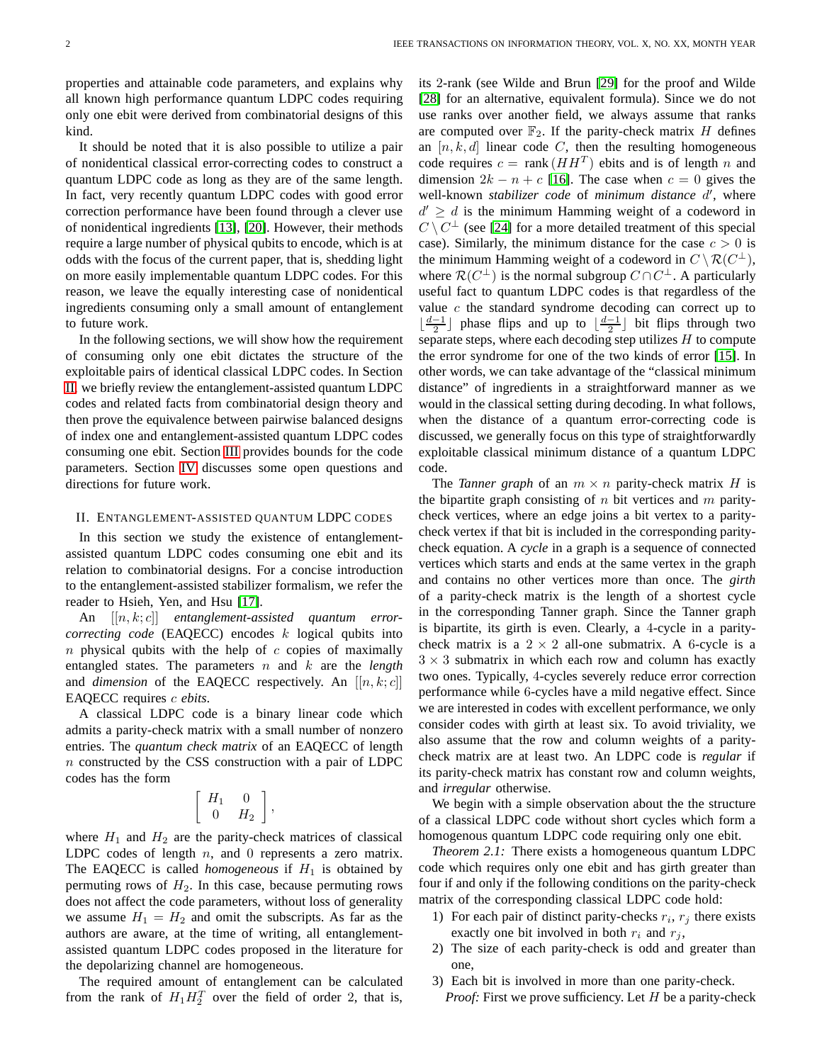properties and attainable code parameters, and explains why all known high performance quantum LDPC codes requiring only one ebit were derived from combinatorial designs of this kind.

It should be noted that it is also possible to utilize a pair of nonidentical classical error-correcting codes to construct a quantum LDPC code as long as they are of the same length. In fact, very recently quantum LDPC codes with good error correction performance have been found through a clever use of nonidentical ingredients [13], [20]. However, their methods require a large number of physical qubits to encode, which is at odds with the focus of the current paper, that is, shedding light on more easily implementable quantum LDPC codes. For this reason, we leave the equally interesting case of nonidentical ingredients consuming only a small amount of entanglement to future work.

In the following sections, we will show how the requirement of consuming only one ebit dictates the structure of the exploitable pairs of identical classical LDPC codes. In Section II we briefly review the entanglement-assisted quantum LDPC codes and related facts from combinatorial design theory and then prove the equivalence between pairwise balanced designs of index one and entanglement-assisted quantum LDPC codes consuming one ebit. Section III provides bounds for the code parameters. Section IV discusses some open questions and directions for future work.

## II. Entanglement-assisted quantum LDPC codes

In this section we study the existence of entanglement-assisted quantum LDPC codes consuming one ebit and its relation to combinatorial designs. For a concise introduction to the entanglement-assisted stabilizer formalism, we refer the reader to Hsieh, Yen, and Hsu [17].

An $[[n, k; c]]$ *entanglement-assisted quantum error-correcting code* (EAQECC) encodes $k$ logical qubits into $n$ physical qubits with the help of $c$ copies of maximally entangled states. The parameters $n$ and $k$ are the *length* and *dimension* of the EAQECC respectively. An $[[n, k; c]]$ EAQECC requires $c$ *ebits*.

A classical LDPC code is a binary linear code which admits a parity-check matrix with a small number of nonzero entries. The *quantum check matrix* of an EAQECC of length $n$ constructed by the CSS construction with a pair of LDPC codes has the form

$$\left[ \begin{array}{cc} H_1 & 0 \\ 0 & H_2 \end{array} \right],$$

where $H_1$ and $H_2$ are the parity-check matrices of classical LDPC codes of length $n$, and $0$ represents a zero matrix. The EAQECC is called *homogeneous* if $H_1$ is obtained by permuting rows of $H_2$. In this case, because permuting rows does not affect the code parameters, without loss of generality we assume $H_1 = H_2$ and omit the subscripts. As far as the authors are aware, at the time of writing, all entanglement-assisted quantum LDPC codes proposed in the literature for the depolarizing channel are homogeneous.

The required amount of entanglement can be calculated from the rank of $H_1H_2^T$ over the field of order 2, that is, its 2-rank (see Wilde and Brun [29] for the proof and Wilde [28] for an alternative, equivalent formula). Since we do not use ranks over another field, we always assume that ranks are computed over $\mathbb{F}_2$. If the parity-check matrix $H$ defines an $[n, k, d]$ linear code $C$, then the resulting homogeneous code requires $c = \text{rank}(HH^T)$ ebits and is of length $n$ and dimension $2k - n + c$ [16]. The case when $c = 0$ gives the well-known *stabilizer code* of *minimum distance* $d'$, where $d' \geq d$ is the minimum Hamming weight of a codeword in $C \setminus C^\perp$ (see [24] for a more detailed treatment of this special case). Similarly, the minimum distance for the case $c > 0$ is the minimum Hamming weight of a codeword in $C \setminus \mathcal{R}(C^\perp)$, where $\mathcal{R}(C^\perp)$ is the normal subgroup $C \cap C^\perp$. A particularly useful fact to quantum LDPC codes is that regardless of the value $c$ the standard syndrome decoding can correct up to $\lfloor \frac{d-1}{2} \rfloor$ phase flips and up to $\lfloor \frac{d-1}{2} \rfloor$ bit flips through two separate steps, where each decoding step utilizes $H$ to compute the error syndrome for one of the two kinds of error [15]. In other words, we can take advantage of the "classical minimum distance" of ingredients in a straightforward manner as we would in the classical setting during decoding. In what follows, when the distance of a quantum error-correcting code is discussed, we generally focus on this type of straightforwardly exploitable classical minimum distance of a quantum LDPC code.

The *Tanner graph* of an $m \times n$ parity-check matrix $H$ is the bipartite graph consisting of $n$ bit vertices and $m$ parity-check vertices, where an edge joins a bit vertex to a parity-check vertex if that bit is included in the corresponding parity-check equation. A *cycle* in a graph is a sequence of connected vertices which starts and ends at the same vertex in the graph and contains no other vertices more than once. The *girth* of a parity-check matrix is the length of a shortest cycle in the corresponding Tanner graph. Since the Tanner graph is bipartite, its girth is even. Clearly, a 4-cycle in a parity-check matrix is a $2 \times 2$ all-one submatrix. A 6-cycle is a $3 \times 3$ submatrix in which each row and column has exactly two ones. Typically, 4-cycles severely reduce error correction performance while 6-cycles have a mild negative effect. Since we are interested in codes with excellent performance, we only consider codes with girth at least six. To avoid triviality, we also assume that the row and column weights of a parity-check matrix are at least two. An LDPC code is *regular* if its parity-check matrix has constant row and column weights, and *irregular* otherwise.

We begin with a simple observation about the the structure of a classical LDPC code without short cycles which form a homogenous quantum LDPC code requiring only one ebit.

*Theorem 2.1:* There exists a homogeneous quantum LDPC code which requires only one ebit and has girth greater than four if and only if the following conditions on the parity-check matrix of the corresponding classical LDPC code hold:

1) For each pair of distinct parity-checks $r_i$, $r_j$ there exists exactly one bit involved in both $r_i$ and $r_j$,
2) The size of each parity-check is odd and greater than one,
3) Each bit is involved in more than one parity-check.

*Proof:* First we prove sufficiency. Let $H$ be a parity-check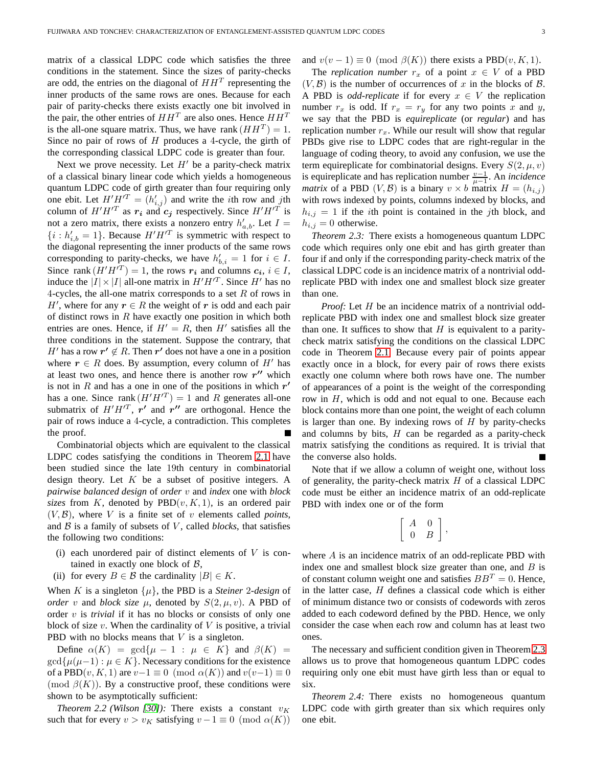matrix of a classical LDPC code which satisfies the three conditions in the statement. Since the sizes of parity-checks are odd, the entries on the diagonal of $HH^T$ representing the inner products of the same rows are ones. Because for each pair of parity-checks there exists exactly one bit involved in the pair, the other entries of $HH^T$ are also ones. Hence $HH^T$ is the all-one square matrix. Thus, we have $\operatorname{rank}(HH^T) = 1$. Since no pair of rows of $H$ produces a 4-cycle, the girth of the corresponding classical LDPC code is greater than four.

Next we prove necessity. Let $H'$ be a parity-check matrix of a classical binary linear code which yields a homogeneous quantum LDPC code of girth greater than four requiring only one ebit. Let $H'H'^T = (h'_{i,j})$ and write the $i$th row and $j$th column of $H'H'^T$ as $\boldsymbol{r_i}$ and $\boldsymbol{c_j}$ respectively. Since $H'H'^T$ is not a zero matrix, there exists a nonzero entry $h'_{a,b}$. Let $I = \{i : h'_{i,b} = 1\}$. Because $H'H'^T$ is symmetric with respect to the diagonal representing the inner products of the same rows corresponding to parity-checks, we have $h'_{b,i} = 1$ for $i \in I$. Since $\operatorname{rank}(H'H'^T) = 1$, the rows $\boldsymbol{r_i}$ and columns $\boldsymbol{c_i}$, $i \in I$, induce the $|I| \times |I|$ all-one matrix in $H'H'^T$. Since $H'$ has no 4-cycles, the all-one matrix corresponds to a set $R$ of rows in $H'$, where for any $\boldsymbol{r} \in R$ the weight of $\boldsymbol{r}$ is odd and each pair of distinct rows in $R$ have exactly one position in which both entries are ones. Hence, if $H' = R$, then $H'$ satisfies all the three conditions in the statement. Suppose the contrary, that $H'$ has a row $\boldsymbol{r'} \notin R$. Then $\boldsymbol{r'}$ does not have a one in a position where $\boldsymbol{r} \in R$ does. By assumption, every column of $H'$ has at least two ones, and hence there is another row $\boldsymbol{r''}$ which is not in $R$ and has a one in one of the positions in which $\boldsymbol{r'}$ has a one. Since $\operatorname{rank}(H'H'^T) = 1$ and $R$ generates all-one submatrix of $H'H'^T$, $\boldsymbol{r'}$ and $\boldsymbol{r''}$ are orthogonal. Hence the pair of rows induce a 4-cycle, a contradiction. This completes the proof. ∎

Combinatorial objects which are equivalent to the classical LDPC codes satisfying the conditions in Theorem 2.1 have been studied since the late 19th century in combinatorial design theory. Let $K$ be a subset of positive integers. A *pairwise balanced design* of *order* $v$ and *index* one with *block sizes* from $K$, denoted by $\text{PBD}(v, K, 1)$, is an ordered pair $(V, \mathcal{B})$, where $V$ is a finite set of $v$ elements called *points*, and $\mathcal{B}$ is a family of subsets of $V$, called *blocks*, that satisfies the following two conditions:

(i) each unordered pair of distinct elements of $V$ is contained in exactly one block of $\mathcal{B}$,

(ii) for every $B \in \mathcal{B}$ the cardinality $|B| \in K$.

When $K$ is a singleton $\{\mu\}$, the PBD is a *Steiner 2-design* of *order* $v$ and *block size* $\mu$, denoted by $S(2, \mu, v)$. A PBD of order $v$ is *trivial* if it has no blocks or consists of only one block of size $v$. When the cardinality of $V$ is positive, a trivial PBD with no blocks means that $V$ is a singleton.

Define $\alpha(K) = \gcd\{\mu - 1 : \mu \in K\}$ and $\beta(K) = \gcd\{\mu(\mu-1) : \mu \in K\}$. Necessary conditions for the existence of a $\text{PBD}(v, K, 1)$ are $v-1 \equiv 0 \pmod{\alpha(K)}$ and $v(v-1) \equiv 0 \pmod{\beta(K)}$. By a constructive proof, these conditions were shown to be asymptotically sufficient:

*Theorem 2.2 (Wilson [30]):* There exists a constant $v_K$ such that for every $v > v_K$ satisfying $v-1 \equiv 0 \pmod{\alpha(K)}$ and $v(v-1) \equiv 0 \pmod{\beta(K)}$ there exists a $\text{PBD}(v, K, 1)$.

The *replication number* $r_x$ of a point $x \in V$ of a PBD $(V, \mathcal{B})$ is the number of occurrences of $x$ in the blocks of $\mathcal{B}$. A PBD is *odd-replicate* if for every $x \in V$ the replication number $r_x$ is odd. If $r_x = r_y$ for any two points $x$ and $y$, we say that the PBD is *equireplicate* (or *regular*) and has replication number $r_x$. While our result will show that regular PBDs give rise to LDPC codes that are right-regular in the language of coding theory, to avoid any confusion, we use the term equireplicate for combinatorial designs. Every $S(2, \mu, v)$ is equireplicate and has replication number $\frac{v-1}{\mu-1}$. An *incidence matrix* of a PBD $(V, \mathcal{B})$ is a binary $v \times b$ matrix $H = (h_{i,j})$ with rows indexed by points, columns indexed by blocks, and $h_{i,j} = 1$ if the $i$th point is contained in the $j$th block, and $h_{i,j} = 0$ otherwise.

*Theorem 2.3:* There exists a homogeneous quantum LDPC code which requires only one ebit and has girth greater than four if and only if the corresponding parity-check matrix of the classical LDPC code is an incidence matrix of a nontrivial odd-replicate PBD with index one and smallest block size greater than one.

*Proof:* Let $H$ be an incidence matrix of a nontrivial odd-replicate PBD with index one and smallest block size greater than one. It suffices to show that $H$ is equivalent to a parity-check matrix satisfying the conditions on the classical LDPC code in Theorem 2.1. Because every pair of points appear exactly once in a block, for every pair of rows there exists exactly one column where both rows have one. The number of appearances of a point is the weight of the corresponding row in $H$, which is odd and not equal to one. Because each block contains more than one point, the weight of each column is larger than one. By indexing rows of $H$ by parity-checks and columns by bits, $H$ can be regarded as a parity-check matrix satisfying the conditions as required. It is trivial that the converse also holds. ∎

Note that if we allow a column of weight one, without loss of generality, the parity-check matrix $H$ of a classical LDPC code must be either an incidence matrix of an odd-replicate PBD with index one or of the form

$$\begin{bmatrix} A & 0 \\ 0 & B \end{bmatrix},$$

where $A$ is an incidence matrix of an odd-replicate PBD with index one and smallest block size greater than one, and $B$ is of constant column weight one and satisfies $BB^T = 0$. Hence, in the latter case, $H$ defines a classical code which is either of minimum distance two or consists of codewords with zeros added to each codeword defined by the PBD. Hence, we only consider the case when each row and column has at least two ones.

The necessary and sufficient condition given in Theorem 2.3 allows us to prove that homogeneous quantum LDPC codes requiring only one ebit must have girth less than or equal to six.

*Theorem 2.4:* There exists no homogeneous quantum LDPC code with girth greater than six which requires only one ebit.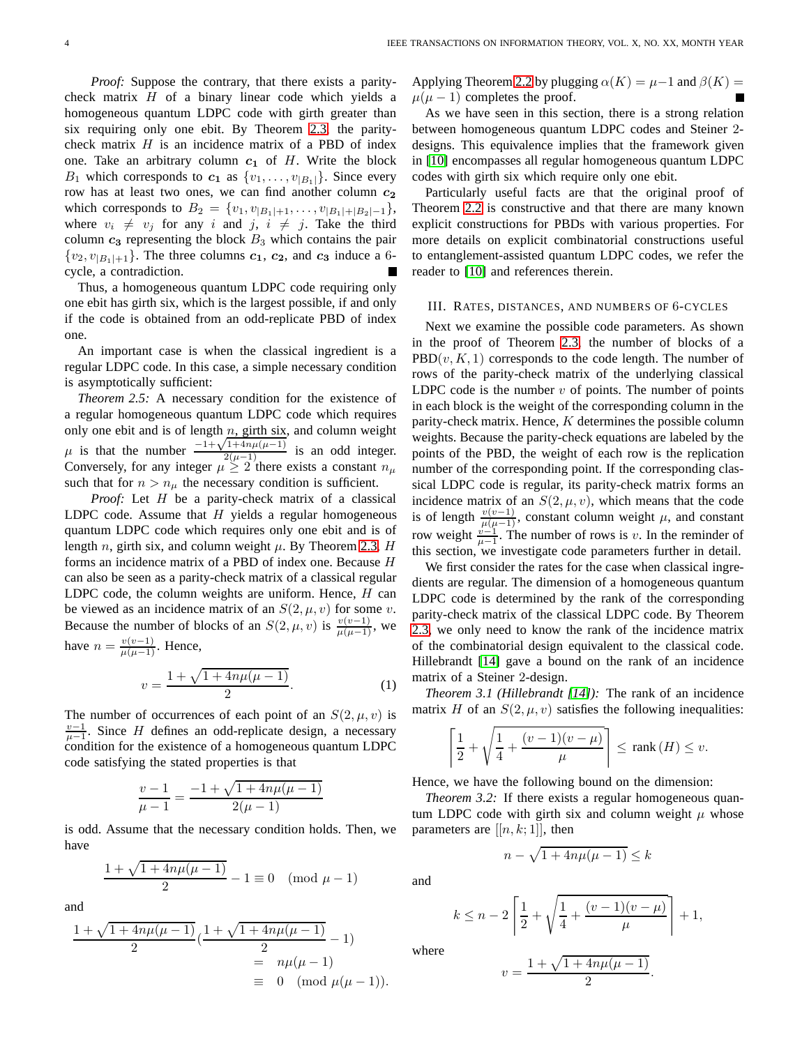*Proof:* Suppose the contrary, that there exists a parity-check matrix $H$ of a binary linear code which yields a homogeneous quantum LDPC code with girth greater than six requiring only one ebit. By Theorem 2.3, the parity-check matrix $H$ is an incidence matrix of a PBD of index one. Take an arbitrary column $\boldsymbol{c_1}$ of $H$. Write the block $B_1$ which corresponds to $\boldsymbol{c_1}$ as $\{v_1, \dots, v_{|B_1|}\}$. Since every row has at least two ones, we can find another column $\boldsymbol{c_2}$ which corresponds to $B_2 = \{v_1, v_{|B_1|+1}, \dots, v_{|B_1|+|B_2|-1}\}$, where $v_i \neq v_j$ for any $i$ and $j$, $i \neq j$. Take the third column $\boldsymbol{c_3}$ representing the block $B_3$ which contains the pair $\{v_2, v_{|B_1|+1}\}$. The three columns $\boldsymbol{c_1}$, $\boldsymbol{c_2}$, and $\boldsymbol{c_3}$ induce a 6-cycle, a contradiction. ■

Thus, a homogeneous quantum LDPC code requiring only one ebit has girth six, which is the largest possible, if and only if the code is obtained from an odd-replicate PBD of index one.

An important case is when the classical ingredient is a regular LDPC code. In this case, a simple necessary condition is asymptotically sufficient:

*Theorem 2.5:* A necessary condition for the existence of a regular homogeneous quantum LDPC code which requires only one ebit and is of length $n$, girth six, and column weight $\mu$ is that the number $\frac{-1+\sqrt{1+4n\mu(\mu-1)}}{2(\mu-1)}$ is an odd integer. Conversely, for any integer $\mu \geq 2$ there exists a constant $n_\mu$ such that for $n > n_\mu$ the necessary condition is sufficient.

*Proof:* Let $H$ be a parity-check matrix of a classical LDPC code. Assume that $H$ yields a regular homogeneous quantum LDPC code which requires only one ebit and is of length $n$, girth six, and column weight $\mu$. By Theorem 2.3, $H$ forms an incidence matrix of a PBD of index one. Because $H$ can also be seen as a parity-check matrix of a classical regular LDPC code, the column weights are uniform. Hence, $H$ can be viewed as an incidence matrix of an $S(2,\mu,v)$ for some $v$. Because the number of blocks of an $S(2,\mu,v)$ is $\frac{v(v-1)}{\mu(\mu-1)}$, we have $n = \frac{v(v-1)}{\mu(\mu-1)}$. Hence,

$$v = \frac{1+\sqrt{1+4n\mu(\mu-1)}}{2}. \tag{1}$$

The number of occurrences of each point of an $S(2,\mu,v)$ is $\frac{v-1}{\mu-1}$. Since $H$ defines an odd-replicate design, a necessary condition for the existence of a homogeneous quantum LDPC code satisfying the stated properties is that

$$\frac{v-1}{\mu-1} = \frac{-1+\sqrt{1+4n\mu(\mu-1)}}{2(\mu-1)}$$

is odd. Assume that the necessary condition holds. Then, we have

$$\frac{1+\sqrt{1+4n\mu(\mu-1)}}{2} - 1 \equiv 0 \pmod{\mu-1}$$

and

$$\begin{aligned}\frac{1+\sqrt{1+4n\mu(\mu-1)}}{2}\left(\frac{1+\sqrt{1+4n\mu(\mu-1)}}{2}-1\right) &= n\mu(\mu-1)\\ &\equiv 0 \pmod{\mu(\mu-1)}.\end{aligned}$$

Applying Theorem 2.2 by plugging $\alpha(K) = \mu - 1$ and $\beta(K) = \mu(\mu-1)$ completes the proof. ■

As we have seen in this section, there is a strong relation between homogeneous quantum LDPC codes and Steiner 2-designs. This equivalence implies that the framework given in [10] encompasses all regular homogeneous quantum LDPC codes with girth six which require only one ebit.

Particularly useful facts are that the original proof of Theorem 2.2 is constructive and that there are many known explicit constructions for PBDs with various properties. For more details on explicit combinatorial constructions useful to entanglement-assisted quantum LDPC codes, we refer the reader to [10] and references therein.

## III. Rates, distances, and numbers of 6-cycles

Next we examine the possible code parameters. As shown in the proof of Theorem 2.3, the number of blocks of a PBD$(v,K,1)$ corresponds to the code length. The number of rows of the parity-check matrix of the underlying classical LDPC code is the number $v$ of points. The number of points in each block is the weight of the corresponding column in the parity-check matrix. Hence, $K$ determines the possible column weights. Because the parity-check equations are labeled by the points of the PBD, the weight of each row is the replication number of the corresponding point. If the corresponding classical LDPC code is regular, its parity-check matrix forms an incidence matrix of an $S(2,\mu,v)$, which means that the code is of length $\frac{v(v-1)}{\mu(\mu-1)}$, constant column weight $\mu$, and constant row weight $\frac{v-1}{\mu-1}$. The number of rows is $v$. In the reminder of this section, we investigate code parameters further in detail.

We first consider the rates for the case when classical ingredients are regular. The dimension of a homogeneous quantum LDPC code is determined by the rank of the corresponding parity-check matrix of the classical LDPC code. By Theorem 2.3, we only need to know the rank of the incidence matrix of the combinatorial design equivalent to the classical code. Hillebrandt [14] gave a bound on the rank of an incidence matrix of a Steiner 2-design.

*Theorem 3.1 (Hillebrandt [14]):* The rank of an incidence matrix $H$ of an $S(2,\mu,v)$ satisfies the following inequalities:

$$\left\lceil \frac{1}{2} + \sqrt{\frac{1}{4} + \frac{(v-1)(v-\mu)}{\mu}} \right\rceil \leq \operatorname{rank}(H) \leq v.$$

Hence, we have the following bound on the dimension:

*Theorem 3.2:* If there exists a regular homogeneous quantum LDPC code with girth six and column weight $\mu$ whose parameters are $[[n,k;1]]$, then

$$n - \sqrt{1+4n\mu(\mu-1)} \leq k$$

and

$$k \leq n - 2\left\lceil \frac{1}{2} + \sqrt{\frac{1}{4} + \frac{(v-1)(v-\mu)}{\mu}} \right\rceil + 1,$$

where

$$v = \frac{1+\sqrt{1+4n\mu(\mu-1)}}{2}.$$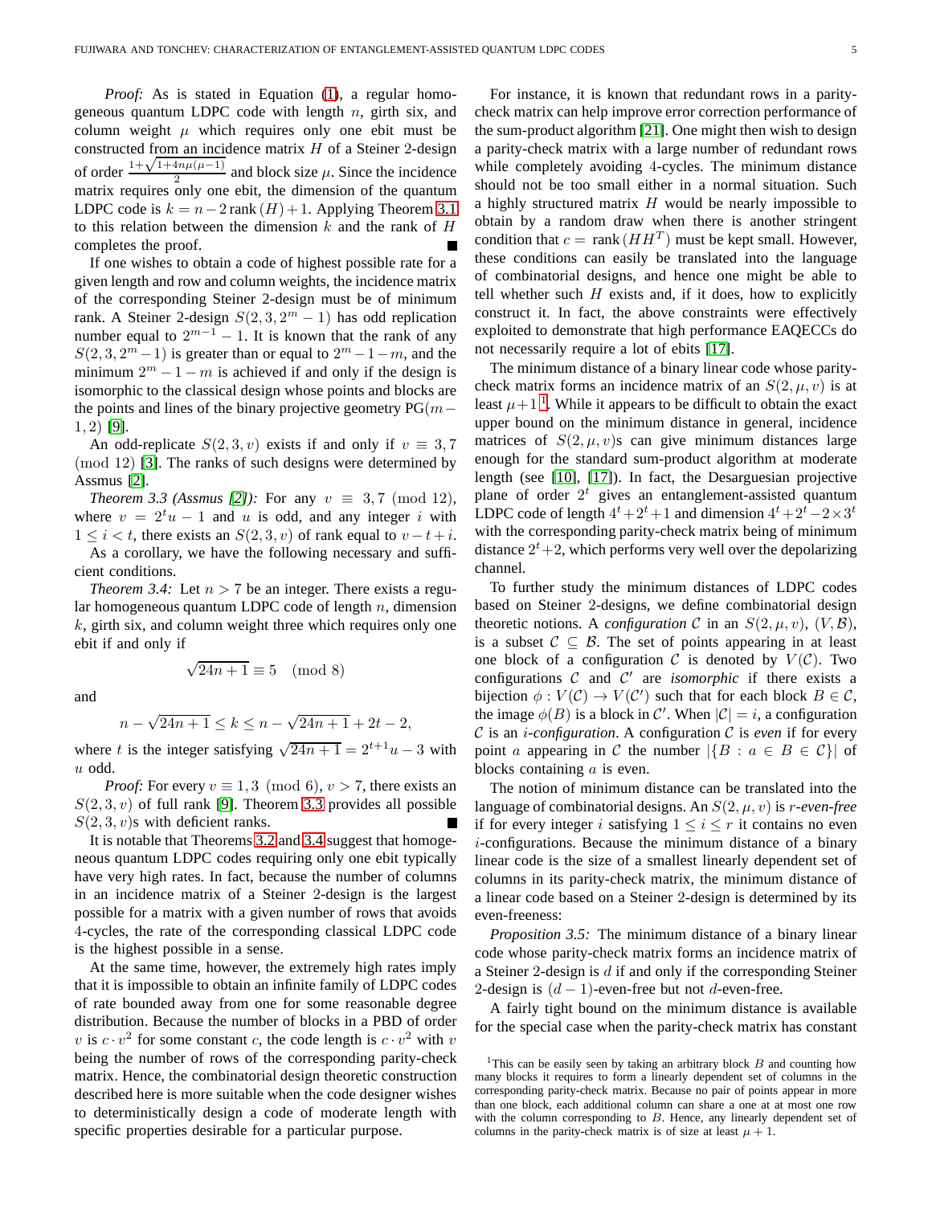*Proof:* As is stated in Equation (1), a regular homogeneous quantum LDPC code with length $n$, girth six, and column weight $\mu$ which requires only one ebit must be constructed from an incidence matrix $H$ of a Steiner 2-design of order $\frac{1+\sqrt{1+4n\mu(\mu-1)}}{2}$ and block size $\mu$. Since the incidence matrix requires only one ebit, the dimension of the quantum LDPC code is $k = n - 2\,\mathrm{rank}\,(H) + 1$. Applying Theorem 3.1 to this relation between the dimension $k$ and the rank of $H$ completes the proof. ■

If one wishes to obtain a code of highest possible rate for a given length and row and column weights, the incidence matrix of the corresponding Steiner 2-design must be of minimum rank. A Steiner 2-design $S(2, 3, 2^m - 1)$ has odd replication number equal to $2^{m-1} - 1$. It is known that the rank of any $S(2, 3, 2^m - 1)$ is greater than or equal to $2^m - 1 - m$, and the minimum $2^m - 1 - m$ is achieved if and only if the design is isomorphic to the classical design whose points and blocks are the points and lines of the binary projective geometry PG$(m - 1, 2)$ [9].

An odd-replicate $S(2, 3, v)$ exists if and only if $v \equiv 3, 7 \pmod{12}$ [3]. The ranks of such designs were determined by Assmus [2].

*Theorem 3.3 (Assmus [2]):* For any $v \equiv 3, 7 \pmod{12}$, where $v = 2^t u - 1$ and $u$ is odd, and any integer $i$ with $1 \leq i < t$, there exists an $S(2, 3, v)$ of rank equal to $v - t + i$.

As a corollary, we have the following necessary and sufficient conditions.

*Theorem 3.4:* Let $n > 7$ be an integer. There exists a regular homogeneous quantum LDPC code of length $n$, dimension $k$, girth six, and column weight three which requires only one ebit if and only if

$$\sqrt{24n + 1} \equiv 5 \pmod{8}$$

and

$$n - \sqrt{24n + 1} \leq k \leq n - \sqrt{24n + 1} + 2t - 2,$$

where $t$ is the integer satisfying $\sqrt{24n + 1} = 2^{t+1}u - 3$ with $u$ odd.

*Proof:* For every $v \equiv 1, 3 \pmod{6}$, $v > 7$, there exists an $S(2, 3, v)$ of full rank [9]. Theorem 3.3 provides all possible $S(2, 3, v)$s with deficient ranks. ■

It is notable that Theorems 3.2 and 3.4 suggest that homogeneous quantum LDPC codes requiring only one ebit typically have very high rates. In fact, because the number of columns in an incidence matrix of a Steiner 2-design is the largest possible for a matrix with a given number of rows that avoids 4-cycles, the rate of the corresponding classical LDPC code is the highest possible in a sense.

At the same time, however, the extremely high rates imply that it is impossible to obtain an infinite family of LDPC codes of rate bounded away from one for some reasonable degree distribution. Because the number of blocks in a PBD of order $v$ is $c \cdot v^2$ for some constant $c$, the code length is $c \cdot v^2$ with $v$ being the number of rows of the corresponding parity-check matrix. Hence, the combinatorial design theoretic construction described here is more suitable when the code designer wishes to deterministically design a code of moderate length with specific properties desirable for a particular purpose.

For instance, it is known that redundant rows in a parity-check matrix can help improve error correction performance of the sum-product algorithm [21]. One might then wish to design a parity-check matrix with a large number of redundant rows while completely avoiding 4-cycles. The minimum distance should not be too small either in a normal situation. Such a highly structured matrix $H$ would be nearly impossible to obtain by a random draw when there is another stringent condition that $c = \mathrm{rank}\,(HH^T)$ must be kept small. However, these conditions can easily be translated into the language of combinatorial designs, and hence one might be able to tell whether such $H$ exists and, if it does, how to explicitly construct it. In fact, the above constraints were effectively exploited to demonstrate that high performance EAQECCs do not necessarily require a lot of ebits [17].

The minimum distance of a binary linear code whose parity-check matrix forms an incidence matrix of an $S(2, \mu, v)$ is at least $\mu + 1$ [1]. While it appears to be difficult to obtain the exact upper bound on the minimum distance in general, incidence matrices of $S(2, \mu, v)$s can give minimum distances large enough for the standard sum-product algorithm at moderate length (see [10], [17]). In fact, the Desarguesian projective plane of order $2^t$ gives an entanglement-assisted quantum LDPC code of length $4^t + 2^t + 1$ and dimension $4^t + 2^t - 2 \times 3^t$ with the corresponding parity-check matrix being of minimum distance $2^t + 2$, which performs very well over the depolarizing channel.

To further study the minimum distances of LDPC codes based on Steiner 2-designs, we define combinatorial design theoretic notions. A *configuration* $\mathcal{C}$ in an $S(2, \mu, v)$, $(V, \mathcal{B})$, is a subset $\mathcal{C} \subseteq \mathcal{B}$. The set of points appearing in at least one block of a configuration $\mathcal{C}$ is denoted by $V(\mathcal{C})$. Two configurations $\mathcal{C}$ and $\mathcal{C}'$ are *isomorphic* if there exists a bijection $\phi : V(\mathcal{C}) \to V(\mathcal{C}')$ such that for each block $B \in \mathcal{C}$, the image $\phi(B)$ is a block in $\mathcal{C}'$. When $|\mathcal{C}| = i$, a configuration $\mathcal{C}$ is an *$i$-configuration*. A configuration $\mathcal{C}$ is *even* if for every point $a$ appearing in $\mathcal{C}$ the number $|\{B : a \in B \in \mathcal{C}\}|$ of blocks containing $a$ is even.

The notion of minimum distance can be translated into the language of combinatorial designs. An $S(2, \mu, v)$ is *$r$-even-free* if for every integer $i$ satisfying $1 \leq i \leq r$ it contains no even $i$-configurations. Because the minimum distance of a binary linear code is the size of a smallest linearly dependent set of columns in its parity-check matrix, the minimum distance of a linear code based on a Steiner 2-design is determined by its even-freeness:

*Proposition 3.5:* The minimum distance of a binary linear code whose parity-check matrix forms an incidence matrix of a Steiner 2-design is $d$ if and only if the corresponding Steiner 2-design is $(d - 1)$-even-free but not $d$-even-free.

A fairly tight bound on the minimum distance is available for the special case when the parity-check matrix has constant

[1] This can be easily seen by taking an arbitrary block $B$ and counting how many blocks it requires to form a linearly dependent set of columns in the corresponding parity-check matrix. Because no pair of points appear in more than one block, each additional column can share a one at at most one row with the column corresponding to $B$. Hence, any linearly dependent set of columns in the parity-check matrix is of size at least $\mu + 1$.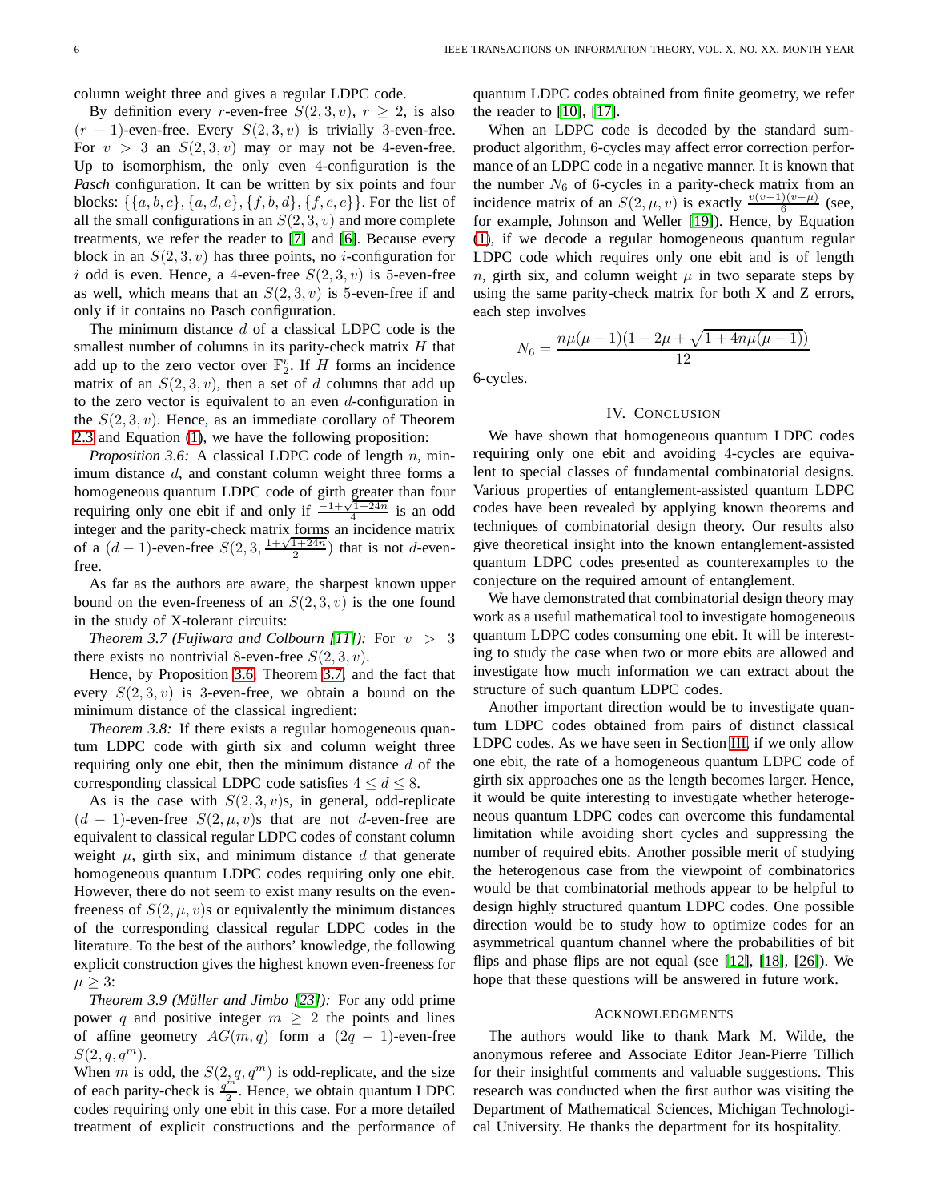column weight three and gives a regular LDPC code.

By definition every $r$-even-free $S(2,3,v)$, $r \geq 2$, is also $(r-1)$-even-free. Every $S(2,3,v)$ is trivially 3-even-free. For $v > 3$ an $S(2,3,v)$ may or may not be 4-even-free. Up to isomorphism, the only even 4-configuration is the *Pasch* configuration. It can be written by six points and four blocks: $\{\{a,b,c\},\{a,d,e\},\{f,b,d\},\{f,c,e\}\}$. For the list of all the small configurations in an $S(2,3,v)$ and more complete treatments, we refer the reader to [7] and [6]. Because every block in an $S(2,3,v)$ has three points, no $i$-configuration for $i$ odd is even. Hence, a 4-even-free $S(2,3,v)$ is 5-even-free as well, which means that an $S(2,3,v)$ is 5-even-free if and only if it contains no Pasch configuration.

The minimum distance $d$ of a classical LDPC code is the smallest number of columns in its parity-check matrix $H$ that add up to the zero vector over $\mathbb{F}_2^v$. If $H$ forms an incidence matrix of an $S(2,3,v)$, then a set of $d$ columns that add up to the zero vector is equivalent to an even $d$-configuration in the $S(2,3,v)$. Hence, as an immediate corollary of Theorem 2.3 and Equation (1), we have the following proposition:

*Proposition 3.6:* A classical LDPC code of length $n$, minimum distance $d$, and constant column weight three forms a homogeneous quantum LDPC code of girth greater than four requiring only one ebit if and only if $\frac{-1+\sqrt{1+24n}}{4}$ is an odd integer and the parity-check matrix forms an incidence matrix of a $(d-1)$-even-free $S(2,3,\frac{1+\sqrt{1+24n}}{2})$ that is not $d$-even-free.

As far as the authors are aware, the sharpest known upper bound on the even-freeness of an $S(2,3,v)$ is the one found in the study of X-tolerant circuits:

*Theorem 3.7 (Fujiwara and Colbourn [11]):* For $v > 3$ there exists no nontrivial 8-even-free $S(2,3,v)$.

Hence, by Proposition 3.6, Theorem 3.7, and the fact that every $S(2,3,v)$ is 3-even-free, we obtain a bound on the minimum distance of the classical ingredient:

*Theorem 3.8:* If there exists a regular homogeneous quantum LDPC code with girth six and column weight three requiring only one ebit, then the minimum distance $d$ of the corresponding classical LDPC code satisfies $4 \leq d \leq 8$.

As is the case with $S(2,3,v)$s, in general, odd-replicate $(d-1)$-even-free $S(2,\mu,v)$s that are not $d$-even-free are equivalent to classical regular LDPC codes of constant column weight $\mu$, girth six, and minimum distance $d$ that generate homogeneous quantum LDPC codes requiring only one ebit. However, there do not seem to exist many results on the even-freeness of $S(2,\mu,v)$s or equivalently the minimum distances of the corresponding classical regular LDPC codes in the literature. To the best of the authors' knowledge, the following explicit construction gives the highest known even-freeness for $\mu \geq 3$:

*Theorem 3.9 (Müller and Jimbo [23]):* For any odd prime power $q$ and positive integer $m \geq 2$ the points and lines of affine geometry $AG(m,q)$ form a $(2q-1)$-even-free $S(2,q,q^m)$.

When $m$ is odd, the $S(2,q,q^m)$ is odd-replicate, and the size of each parity-check is $\frac{q^m}{2}$. Hence, we obtain quantum LDPC codes requiring only one ebit in this case. For a more detailed treatment of explicit constructions and the performance of quantum LDPC codes obtained from finite geometry, we refer the reader to [10], [17].

When an LDPC code is decoded by the standard sum-product algorithm, 6-cycles may affect error correction performance of an LDPC code in a negative manner. It is known that the number $N_6$ of 6-cycles in a parity-check matrix from an incidence matrix of an $S(2,\mu,v)$ is exactly $\frac{v(v-1)(v-\mu)}{6}$ (see, for example, Johnson and Weller [19]). Hence, by Equation (1), if we decode a regular homogeneous quantum regular LDPC code which requires only one ebit and is of length $n$, girth six, and column weight $\mu$ in two separate steps by using the same parity-check matrix for both X and Z errors, each step involves

$$N_6 = \frac{n\mu(\mu-1)(1-2\mu+\sqrt{1+4n\mu(\mu-1)})}{12}$$

6-cycles.

## IV. Conclusion

We have shown that homogeneous quantum LDPC codes requiring only one ebit and avoiding 4-cycles are equivalent to special classes of fundamental combinatorial designs. Various properties of entanglement-assisted quantum LDPC codes have been revealed by applying known theorems and techniques of combinatorial design theory. Our results also give theoretical insight into the known entanglement-assisted quantum LDPC codes presented as counterexamples to the conjecture on the required amount of entanglement.

We have demonstrated that combinatorial design theory may work as a useful mathematical tool to investigate homogeneous quantum LDPC codes consuming one ebit. It will be interesting to study the case when two or more ebits are allowed and investigate how much information we can extract about the structure of such quantum LDPC codes.

Another important direction would be to investigate quantum LDPC codes obtained from pairs of distinct classical LDPC codes. As we have seen in Section III, if we only allow one ebit, the rate of a homogeneous quantum LDPC code of girth six approaches one as the length becomes larger. Hence, it would be quite interesting to investigate whether heterogeneous quantum LDPC codes can overcome this fundamental limitation while avoiding short cycles and suppressing the number of required ebits. Another possible merit of studying the heterogenous case from the viewpoint of combinatorics would be that combinatorial methods appear to be helpful to design highly structured quantum LDPC codes. One possible direction would be to study how to optimize codes for an asymmetrical quantum channel where the probabilities of bit flips and phase flips are not equal (see [12], [18], [26]). We hope that these questions will be answered in future work.

## Acknowledgments

The authors would like to thank Mark M. Wilde, the anonymous referee and Associate Editor Jean-Pierre Tillich for their insightful comments and valuable suggestions. This research was conducted when the first author was visiting the Department of Mathematical Sciences, Michigan Technological University. He thanks the department for its hospitality.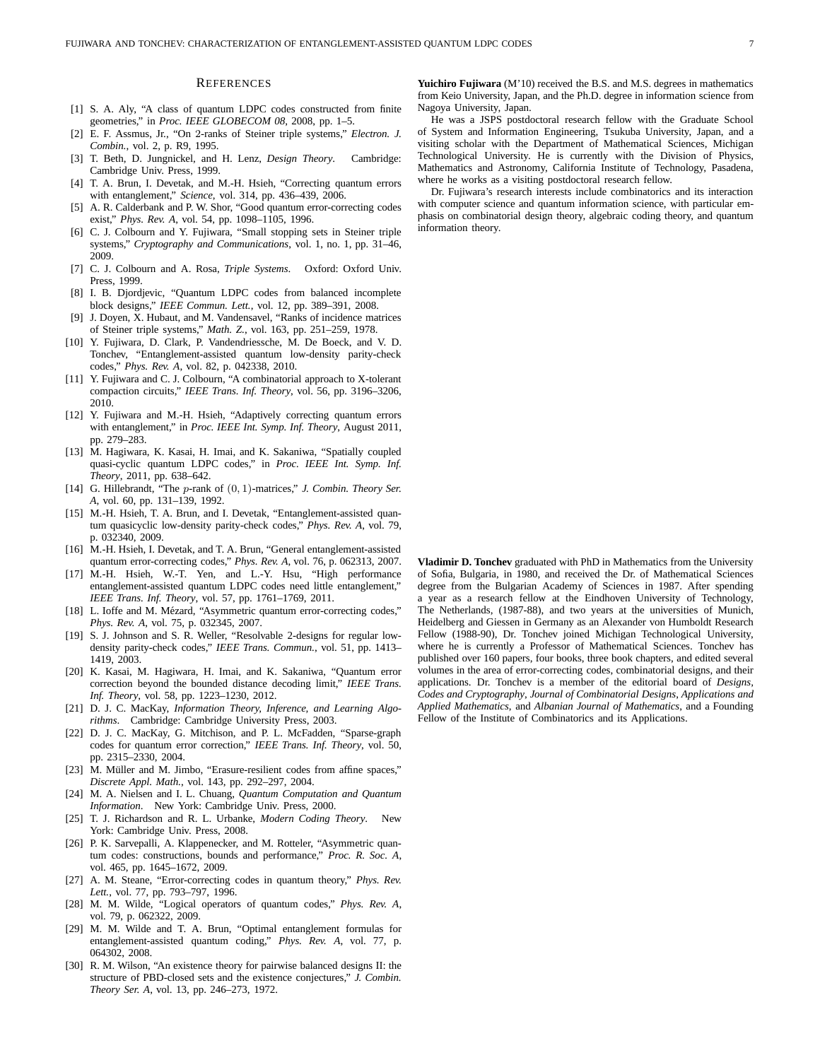## References

[1] S. A. Aly, "A class of quantum LDPC codes constructed from finite geometries," in *Proc. IEEE GLOBECOM 08*, 2008, pp. 1–5.

[2] E. F. Assmus, Jr., "On 2-ranks of Steiner triple systems," *Electron. J. Combin.*, vol. 2, p. R9, 1995.

[3] T. Beth, D. Jungnickel, and H. Lenz, *Design Theory*. Cambridge: Cambridge Univ. Press, 1999.

[4] T. A. Brun, I. Devetak, and M.-H. Hsieh, "Correcting quantum errors with entanglement," *Science*, vol. 314, pp. 436–439, 2006.

[5] A. R. Calderbank and P. W. Shor, "Good quantum error-correcting codes exist," *Phys. Rev. A*, vol. 54, pp. 1098–1105, 1996.

[6] C. J. Colbourn and Y. Fujiwara, "Small stopping sets in Steiner triple systems," *Cryptography and Communications*, vol. 1, no. 1, pp. 31–46, 2009.

[7] C. J. Colbourn and A. Rosa, *Triple Systems*. Oxford: Oxford Univ. Press, 1999.

[8] I. B. Djordjevic, "Quantum LDPC codes from balanced incomplete block designs," *IEEE Commun. Lett.*, vol. 12, pp. 389–391, 2008.

[9] J. Doyen, X. Hubaut, and M. Vandensavel, "Ranks of incidence matrices of Steiner triple systems," *Math. Z.*, vol. 163, pp. 251–259, 1978.

[10] Y. Fujiwara, D. Clark, P. Vandendriessche, M. De Boeck, and V. D. Tonchev, "Entanglement-assisted quantum low-density parity-check codes," *Phys. Rev. A*, vol. 82, p. 042338, 2010.

[11] Y. Fujiwara and C. J. Colbourn, "A combinatorial approach to X-tolerant compaction circuits," *IEEE Trans. Inf. Theory*, vol. 56, pp. 3196–3206, 2010.

[12] Y. Fujiwara and M.-H. Hsieh, "Adaptively correcting quantum errors with entanglement," in *Proc. IEEE Int. Symp. Inf. Theory*, August 2011, pp. 279–283.

[13] M. Hagiwara, K. Kasai, H. Imai, and K. Sakaniwa, "Spatially coupled quasi-cyclic quantum LDPC codes," in *Proc. IEEE Int. Symp. Inf. Theory*, 2011, pp. 638–642.

[14] G. Hillebrandt, "The $p$-rank of $(0, 1)$-matrices," *J. Combin. Theory Ser. A*, vol. 60, pp. 131–139, 1992.

[15] M.-H. Hsieh, T. A. Brun, and I. Devetak, "Entanglement-assisted quantum quasicyclic low-density parity-check codes," *Phys. Rev. A*, vol. 79, p. 032340, 2009.

[16] M.-H. Hsieh, I. Devetak, and T. A. Brun, "General entanglement-assisted quantum error-correcting codes," *Phys. Rev. A*, vol. 76, p. 062313, 2007.

[17] M.-H. Hsieh, W.-T. Yen, and L.-Y. Hsu, "High performance entanglement-assisted quantum LDPC codes need little entanglement," *IEEE Trans. Inf. Theory*, vol. 57, pp. 1761–1769, 2011.

[18] L. Ioffe and M. Mézard, "Asymmetric quantum error-correcting codes," *Phys. Rev. A*, vol. 75, p. 032345, 2007.

[19] S. J. Johnson and S. R. Weller, "Resolvable 2-designs for regular low-density parity-check codes," *IEEE Trans. Commun.*, vol. 51, pp. 1413–1419, 2003.

[20] K. Kasai, M. Hagiwara, H. Imai, and K. Sakaniwa, "Quantum error correction beyond the bounded distance decoding limit," *IEEE Trans. Inf. Theory*, vol. 58, pp. 1223–1230, 2012.

[21] D. J. C. MacKay, *Information Theory, Inference, and Learning Algorithms*. Cambridge: Cambridge University Press, 2003.

[22] D. J. C. MacKay, G. Mitchison, and P. L. McFadden, "Sparse-graph codes for quantum error correction," *IEEE Trans. Inf. Theory*, vol. 50, pp. 2315–2330, 2004.

[23] M. Müller and M. Jimbo, "Erasure-resilient codes from affine spaces," *Discrete Appl. Math.*, vol. 143, pp. 292–297, 2004.

[24] M. A. Nielsen and I. L. Chuang, *Quantum Computation and Quantum Information*. New York: Cambridge Univ. Press, 2000.

[25] T. J. Richardson and R. L. Urbanke, *Modern Coding Theory*. New York: Cambridge Univ. Press, 2008.

[26] P. K. Sarvepalli, A. Klappenecker, and M. Rotteler, "Asymmetric quantum codes: constructions, bounds and performance," *Proc. R. Soc. A*, vol. 465, pp. 1645–1672, 2009.

[27] A. M. Steane, "Error-correcting codes in quantum theory," *Phys. Rev. Lett.*, vol. 77, pp. 793–797, 1996.

[28] M. M. Wilde, "Logical operators of quantum codes," *Phys. Rev. A*, vol. 79, p. 062322, 2009.

[29] M. M. Wilde and T. A. Brun, "Optimal entanglement formulas for entanglement-assisted quantum coding," *Phys. Rev. A*, vol. 77, p. 064302, 2008.

[30] R. M. Wilson, "An existence theory for pairwise balanced designs II: the structure of PBD-closed sets and the existence conjectures," *J. Combin. Theory Ser. A*, vol. 13, pp. 246–273, 1972.

**Yuichiro Fujiwara** (M'10) received the B.S. and M.S. degrees in mathematics from Keio University, Japan, and the Ph.D. degree in information science from Nagoya University, Japan.

He was a JSPS postdoctoral research fellow with the Graduate School of System and Information Engineering, Tsukuba University, Japan, and a visiting scholar with the Department of Mathematical Sciences, Michigan Technological University. He is currently with the Division of Physics, Mathematics and Astronomy, California Institute of Technology, Pasadena, where he works as a visiting postdoctoral research fellow.

Dr. Fujiwara's research interests include combinatorics and its interaction with computer science and quantum information science, with particular emphasis on combinatorial design theory, algebraic coding theory, and quantum information theory.

**Vladimir D. Tonchev** graduated with PhD in Mathematics from the University of Sofia, Bulgaria, in 1980, and received the Dr. of Mathematical Sciences degree from the Bulgarian Academy of Sciences in 1987. After spending a year as a research fellow at the Eindhoven University of Technology, The Netherlands, (1987-88), and two years at the universities of Munich, Heidelberg and Giessen in Germany as an Alexander von Humboldt Research Fellow (1988-90), Dr. Tonchev joined Michigan Technological University, where he is currently a Professor of Mathematical Sciences. Tonchev has published over 160 papers, four books, three book chapters, and edited several volumes in the area of error-correcting codes, combinatorial designs, and their applications. Dr. Tonchev is a member of the editorial board of *Designs, Codes and Cryptography*, *Journal of Combinatorial Designs*, *Applications and Applied Mathematics*, and *Albanian Journal of Mathematics*, and a Founding Fellow of the Institute of Combinatorics and its Applications.